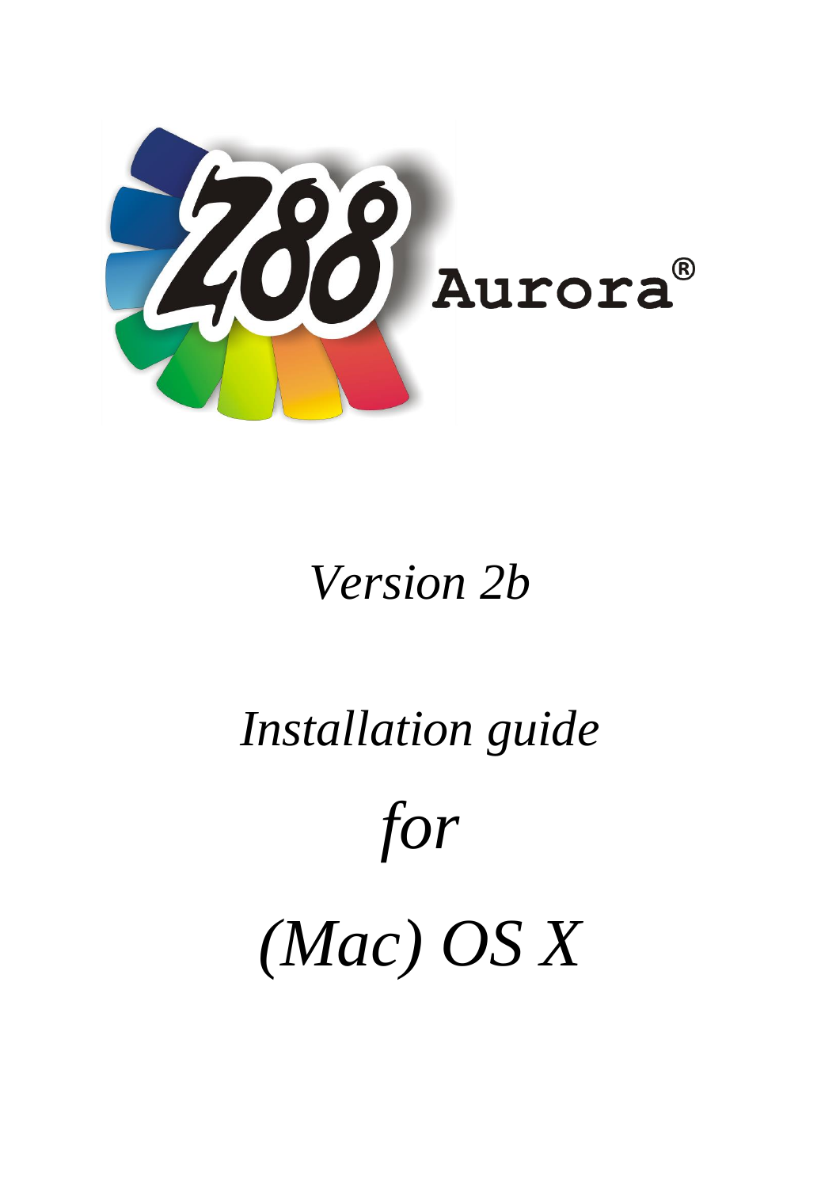Z88 Aurora®

*Version 2b*

*Installation guide*

*for*

*(Mac) OS X*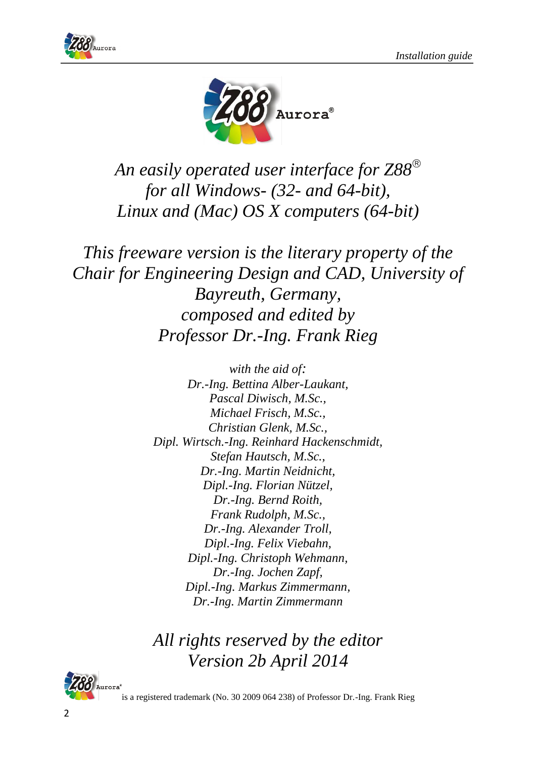Z88 Aurora®

*An easily operated user interface for Z88®*
*for all Windows- (32- and 64-bit),*
*Linux and (Mac) OS X computers (64-bit)*

*This freeware version is the literary property of the Chair for Engineering Design and CAD, University of Bayreuth, Germany,*
*composed and edited by*
*Professor Dr.-Ing. Frank Rieg*

*with the aid of:*
*Dr.-Ing. Bettina Alber-Laukant,*
*Pascal Diwisch, M.Sc.,*
*Michael Frisch, M.Sc.,*
*Christian Glenk, M.Sc.,*
*Dipl. Wirtsch.-Ing. Reinhard Hackenschmidt,*
*Stefan Hautsch, M.Sc.,*
*Dr.-Ing. Martin Neidnicht,*
*Dipl.-Ing. Florian Nützel,*
*Dr.-Ing. Bernd Roith,*
*Frank Rudolph, M.Sc.,*
*Dr.-Ing. Alexander Troll,*
*Dipl.-Ing. Felix Viebahn,*
*Dipl.-Ing. Christoph Wehmann,*
*Dr.-Ing. Jochen Zapf,*
*Dipl.-Ing. Markus Zimmermann,*
*Dr.-Ing. Martin Zimmermann*

*All rights reserved by the editor*
*Version 2b April 2014*

Z88 Aurora® is a registered trademark (No. 30 2009 064 238) of Professor Dr.-Ing. Frank Rieg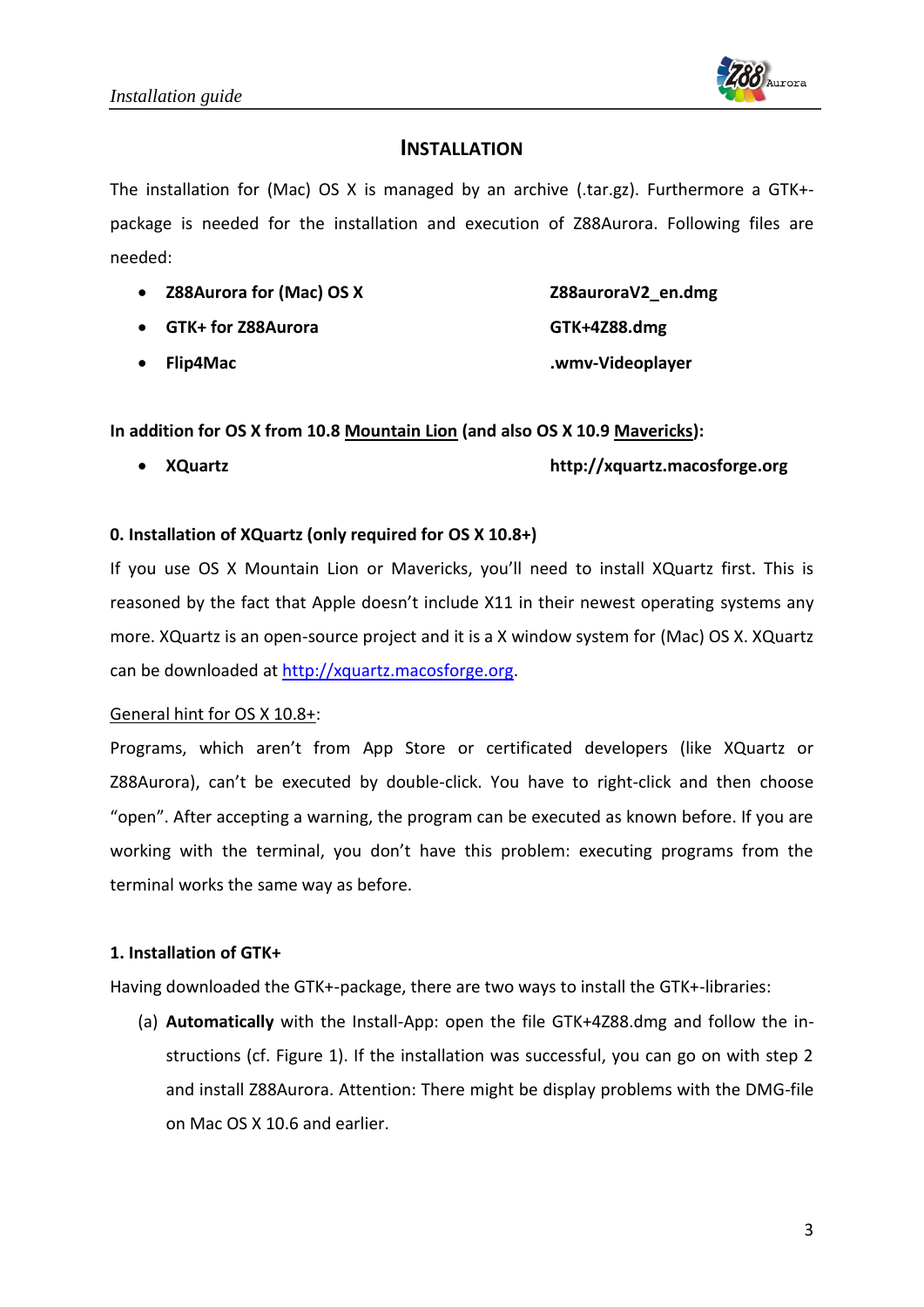## INSTALLATION

The installation for (Mac) OS X is managed by an archive (.tar.gz). Furthermore a GTK+-package is needed for the installation and execution of Z88Aurora. Following files are needed:

| | |
|---|---|
| • **Z88Aurora for (Mac) OS X** | **Z88auroraV2_en.dmg** |
| • **GTK+ for Z88Aurora** | **GTK+4Z88.dmg** |
| • **Flip4Mac** | **.wmv-Videoplayer** |

**In addition for OS X from 10.8 <u>Mountain Lion</u> (and also OS X 10.9 <u>Mavericks</u>):**

| | |
|---|---|
| • **XQuartz** | **http://xquartz.macosforge.org** |

**0. Installation of XQuartz (only required for OS X 10.8+)**

If you use OS X Mountain Lion or Mavericks, you'll need to install XQuartz first. This is reasoned by the fact that Apple doesn't include X11 in their newest operating systems any more. XQuartz is an open-source project and it is a X window system for (Mac) OS X. XQuartz can be downloaded at [http://xquartz.macosforge.org](http://xquartz.macosforge.org).

<u>General hint for OS X 10.8+</u>:

Programs, which aren't from App Store or certificated developers (like XQuartz or Z88Aurora), can't be executed by double-click. You have to right-click and then choose "open". After accepting a warning, the program can be executed as known before. If you are working with the terminal, you don't have this problem: executing programs from the terminal works the same way as before.

**1. Installation of GTK+**

Having downloaded the GTK+-package, there are two ways to install the GTK+-libraries:

(a) **Automatically** with the Install-App: open the file GTK+4Z88.dmg and follow the instructions (cf. Figure 1). If the installation was successful, you can go on with step 2 and install Z88Aurora. Attention: There might be display problems with the DMG-file on Mac OS X 10.6 and earlier.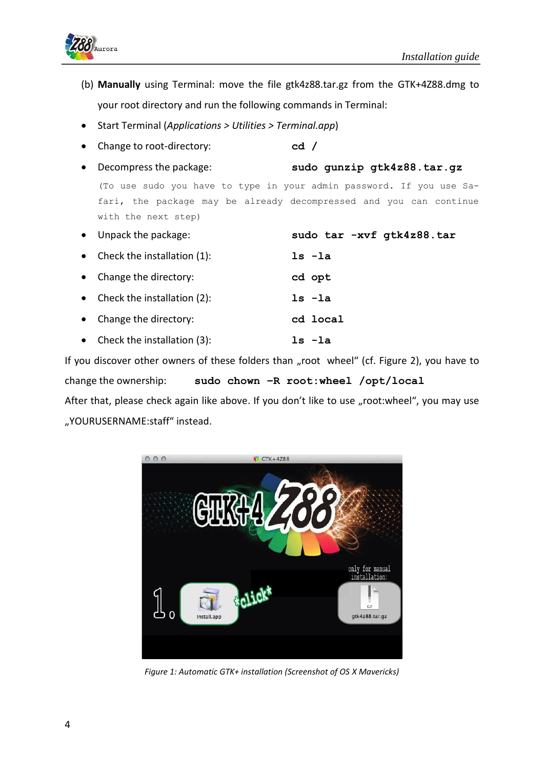(b) **Manually** using Terminal: move the file gtk4z88.tar.gz from the GTK+4Z88.dmg to your root directory and run the following commands in Terminal:

- Start Terminal (*Applications > Utilities > Terminal.app*)
- Change to root-directory: **`cd /`**
- Decompress the package: **`sudo gunzip gtk4z88.tar.gz`**

  (To use sudo you have to type in your admin password. If you use Safari, the package may be already decompressed and you can continue with the next step)
- Unpack the package: **`sudo tar -xvf gtk4z88.tar`**
- Check the installation (1): **`ls -la`**
- Change the directory: **`cd opt`**
- Check the installation (2): **`ls -la`**
- Change the directory: **`cd local`**
- Check the installation (3): **`ls -la`**

If you discover other owners of these folders than „root wheel" (cf. Figure 2), you have to change the ownership: **`sudo chown -R root:wheel /opt/local`**

After that, please check again like above. If you don't like to use „root:wheel", you may use „YOURUSERNAME:staff" instead.

*Figure 1: Automatic GTK+ installation (Screenshot of OS X Mavericks)*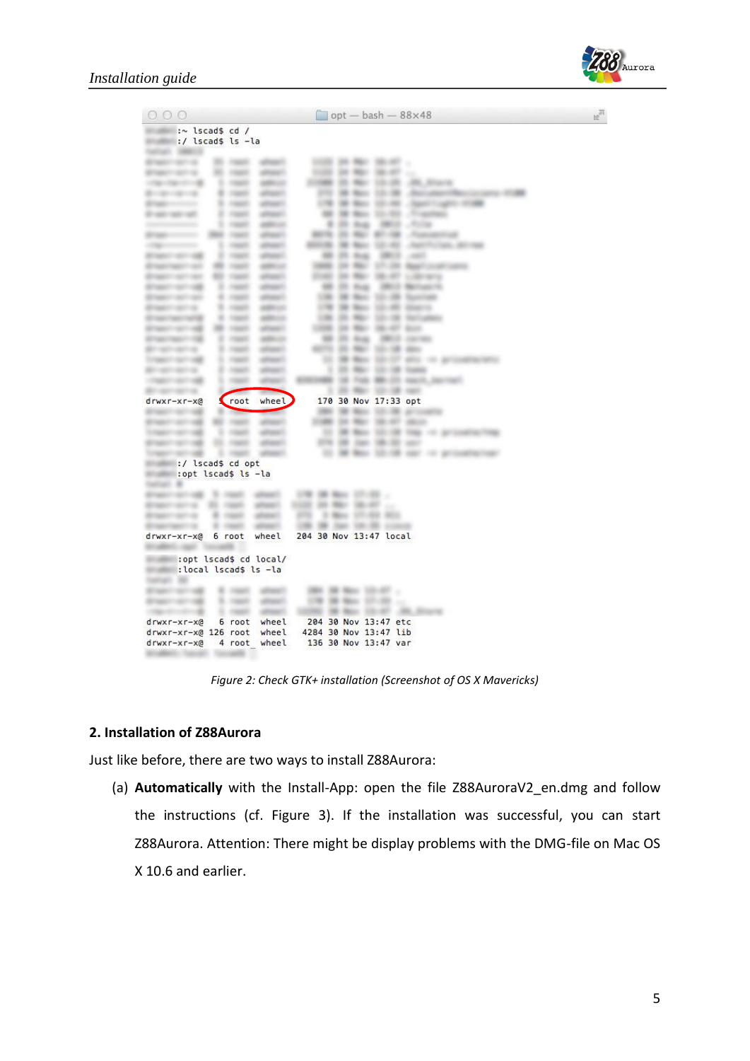```
:~ lscad$ cd /
:/ lscad$ ls -la
drwxr-xr-x@   root  wheel   170 30 Nov 17:33 opt
:/ lscad$ cd opt
:opt lscad$ ls -la
drwxr-xr-x@  6 root  wheel   204 30 Nov 13:47 local
:opt lscad$ cd local/
:local lscad$ ls -la
drwxr-xr-x@   6 root  wheel   204 30 Nov 13:47 etc
drwxr-xr-x@ 126 root  wheel  4284 30 Nov 13:47 lib
drwxr-xr-x@   4 root  wheel   136 30 Nov 13:47 var
```

*Figure 2: Check GTK+ installation (Screenshot of OS X Mavericks)*

## 2. Installation of Z88Aurora

Just like before, there are two ways to install Z88Aurora:

(a) **Automatically** with the Install-App: open the file Z88AuroraV2_en.dmg and follow the instructions (cf. Figure 3). If the installation was successful, you can start Z88Aurora. Attention: There might be display problems with the DMG-file on Mac OS X 10.6 and earlier.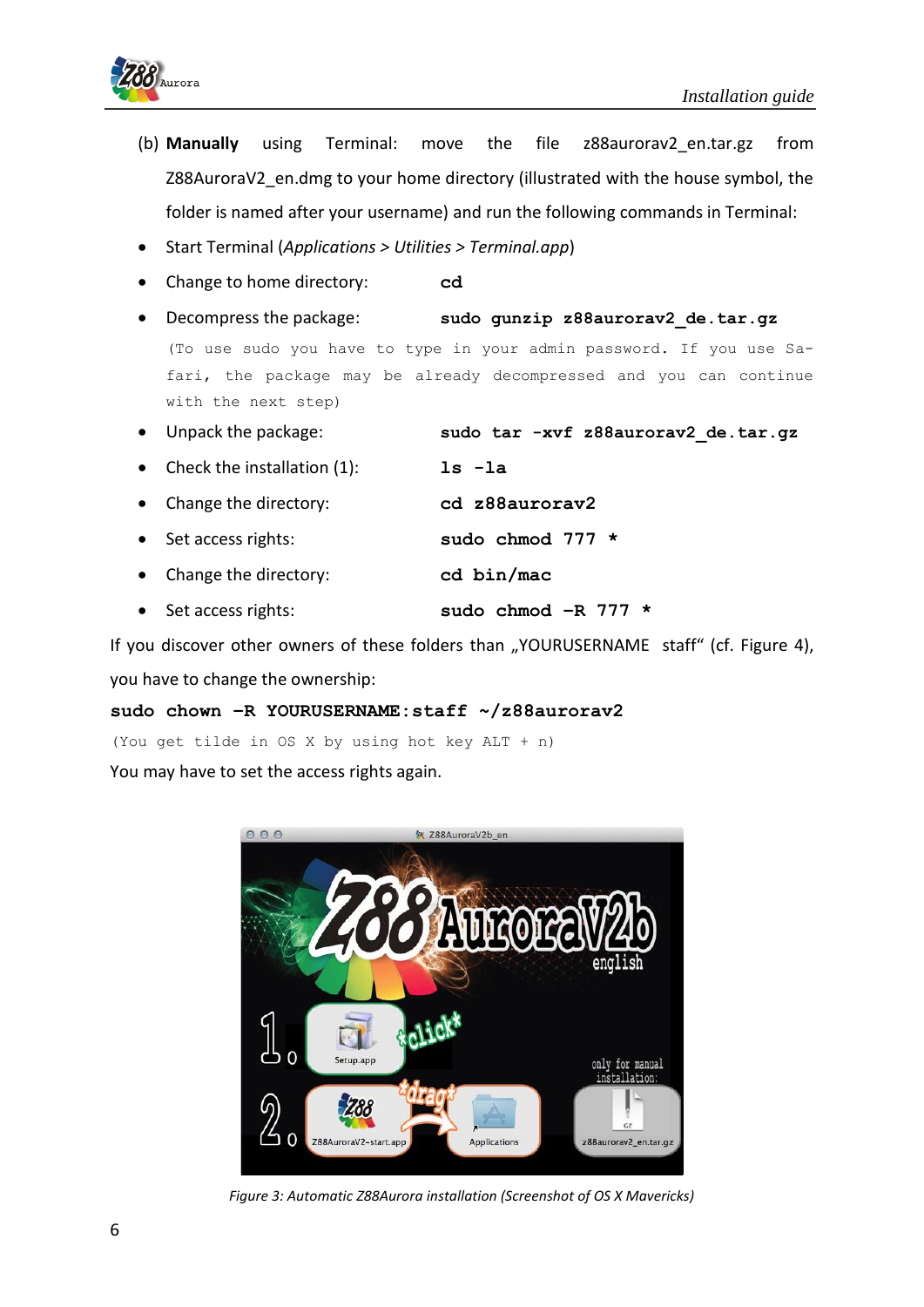(b) **Manually** using Terminal: move the file z88aurorav2_en.tar.gz from Z88AuroraV2_en.dmg to your home directory (illustrated with the house symbol, the folder is named after your username) and run the following commands in Terminal:

- Start Terminal (*Applications* > *Utilities* > *Terminal.app*)
- Change to home directory: **`cd`**
- Decompress the package: **`sudo gunzip z88aurorav2_de.tar.gz`**

  (To use sudo you have to type in your admin password. If you use Safari, the package may be already decompressed and you can continue with the next step)
- Unpack the package: **`sudo tar -xvf z88aurorav2_de.tar.gz`**
- Check the installation (1): **`ls -la`**
- Change the directory: **`cd z88aurorav2`**
- Set access rights: **`sudo chmod 777 *`**
- Change the directory: **`cd bin/mac`**
- Set access rights: **`sudo chmod -R 777 *`**

If you discover other owners of these folders than „YOURUSERNAME staff" (cf. Figure 4), you have to change the ownership:

```
sudo chown -R YOURUSERNAME:staff ~/z88aurorav2
```

(You get tilde in OS X by using hot key ALT + n)

You may have to set the access rights again.

*Figure 3: Automatic Z88Aurora installation (Screenshot of OS X Mavericks)*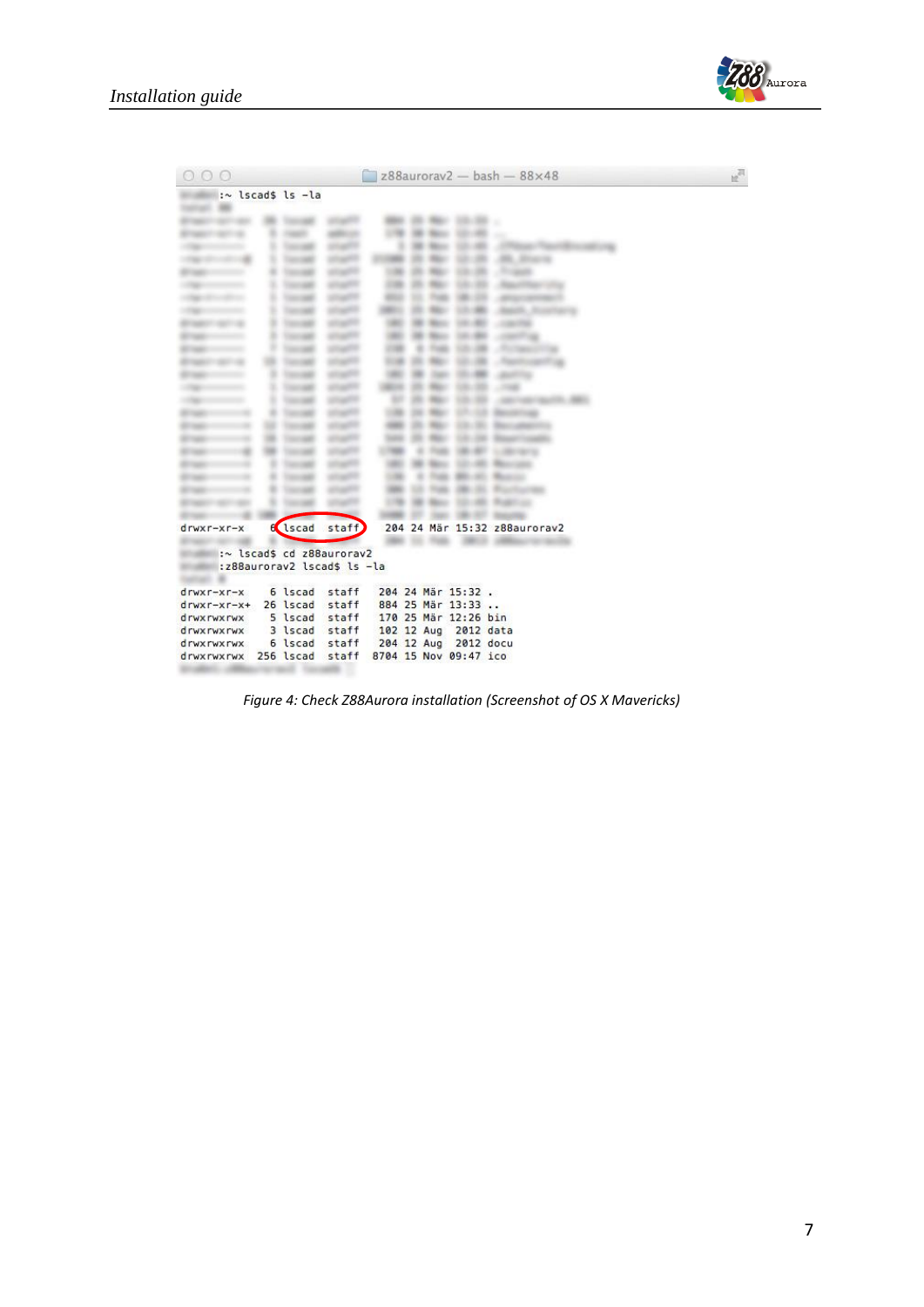```
:~ lscad$ ls -la

drwxr-xr-x    6 lscad  staff    204 24 Mär 15:32 z88aurorav2

:~ lscad$ cd z88aurorav2
:z88aurorav2 lscad$ ls -la

drwxr-xr-x    6 lscad  staff    204 24 Mär 15:32 .
drwxr-xr-x+  26 lscad  staff    884 25 Mär 13:33 ..
drwxrwxrwx    5 lscad  staff    170 25 Mär 12:26 bin
drwxrwxrwx    3 lscad  staff    102 12 Aug  2012 data
drwxrwxrwx    6 lscad  staff    204 12 Aug  2012 docu
drwxrwxrwx  256 lscad  staff   8704 15 Nov 09:47 ico
```

*Figure 4: Check Z88Aurora installation (Screenshot of OS X Mavericks)*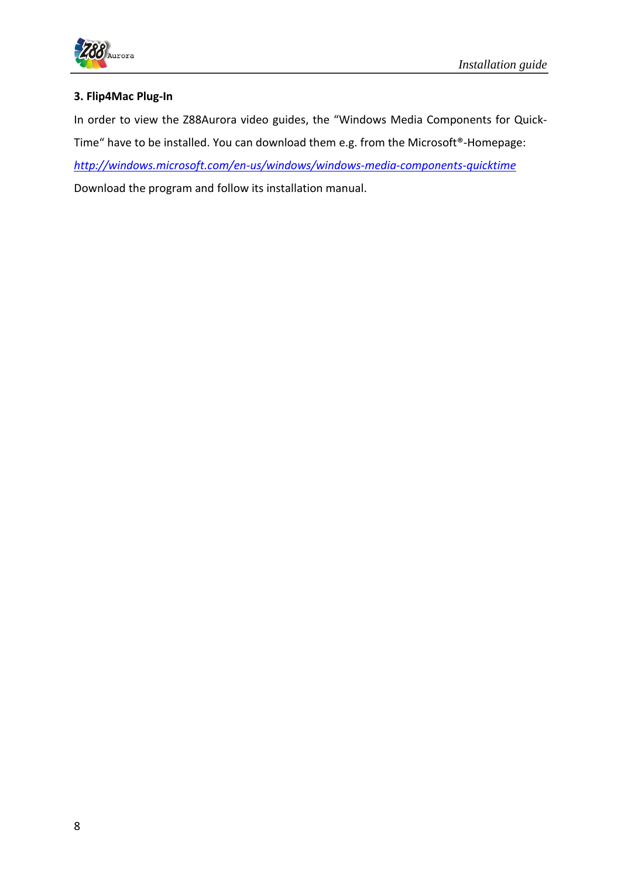### 3. Flip4Mac Plug-In

In order to view the Z88Aurora video guides, the “Windows Media Components for Quick-Time“ have to be installed. You can download them e.g. from the Microsoft®-Homepage:

*http://windows.microsoft.com/en-us/windows/windows-media-components-quicktime*

Download the program and follow its installation manual.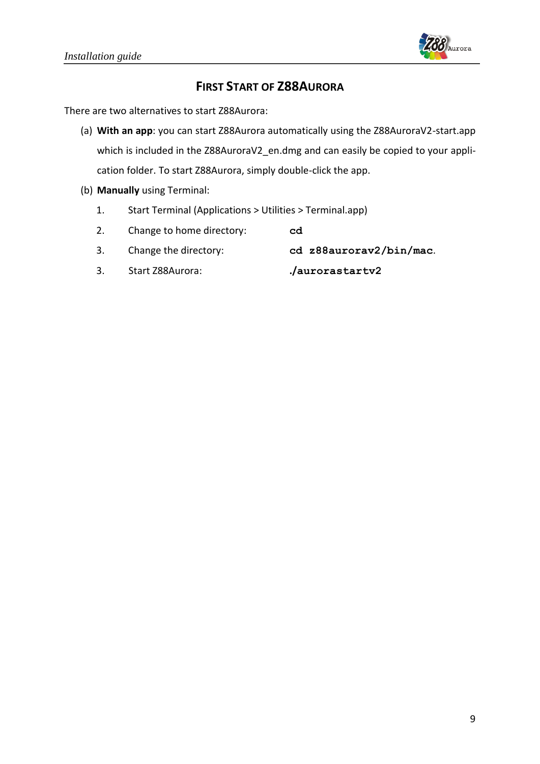## First Start of Z88Aurora

There are two alternatives to start Z88Aurora:

(a) **With an app**: you can start Z88Aurora automatically using the Z88AuroraV2-start.app which is included in the Z88AuroraV2_en.dmg and can easily be copied to your application folder. To start Z88Aurora, simply double-click the app.

(b) **Manually** using Terminal:

1. Start Terminal (Applications > Utilities > Terminal.app)
2. Change to home directory: **`cd`**
3. Change the directory: **`cd z88aurorav2/bin/mac`**.
3. Start Z88Aurora: **`./aurorastartv2`**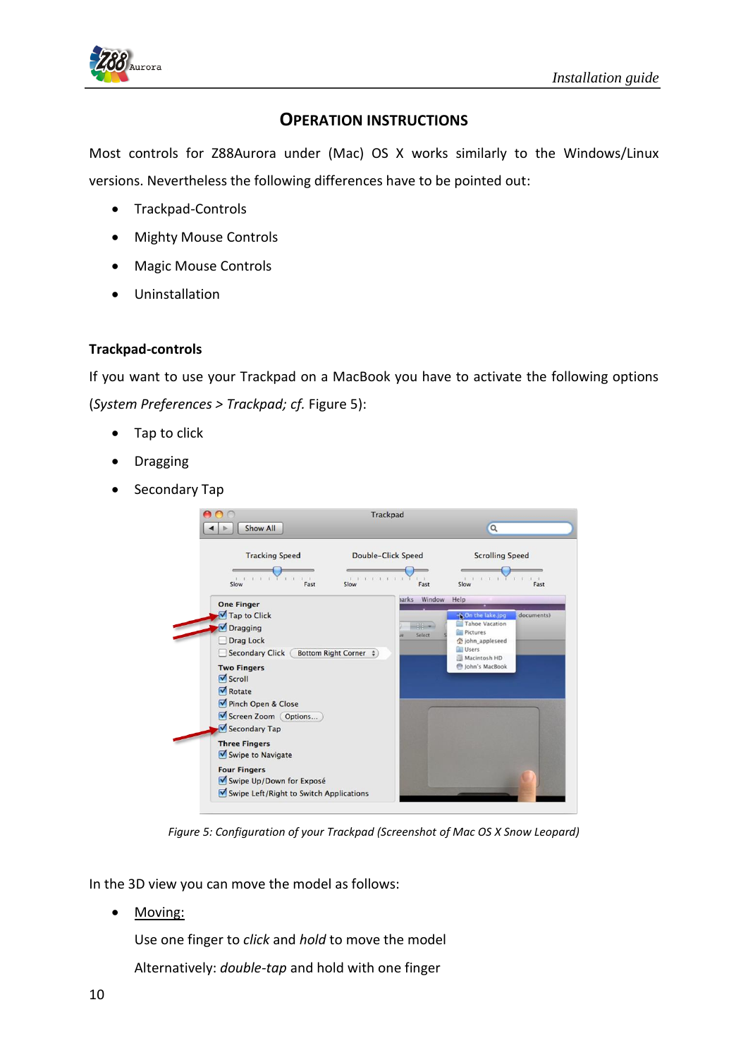## Operation Instructions

Most controls for Z88Aurora under (Mac) OS X works similarly to the Windows/Linux versions. Nevertheless the following differences have to be pointed out:

- Trackpad-Controls
- Mighty Mouse Controls
- Magic Mouse Controls
- Uninstallation

### Trackpad-controls

If you want to use your Trackpad on a MacBook you have to activate the following options (*System Preferences > Trackpad; cf.* Figure 5):

- Tap to click
- Dragging
- Secondary Tap

*Figure 5: Configuration of your Trackpad (Screenshot of Mac OS X Snow Leopard)*

In the 3D view you can move the model as follows:

- Moving:

  Use one finger to *click* and *hold* to move the model

  Alternatively: *double-tap* and hold with one finger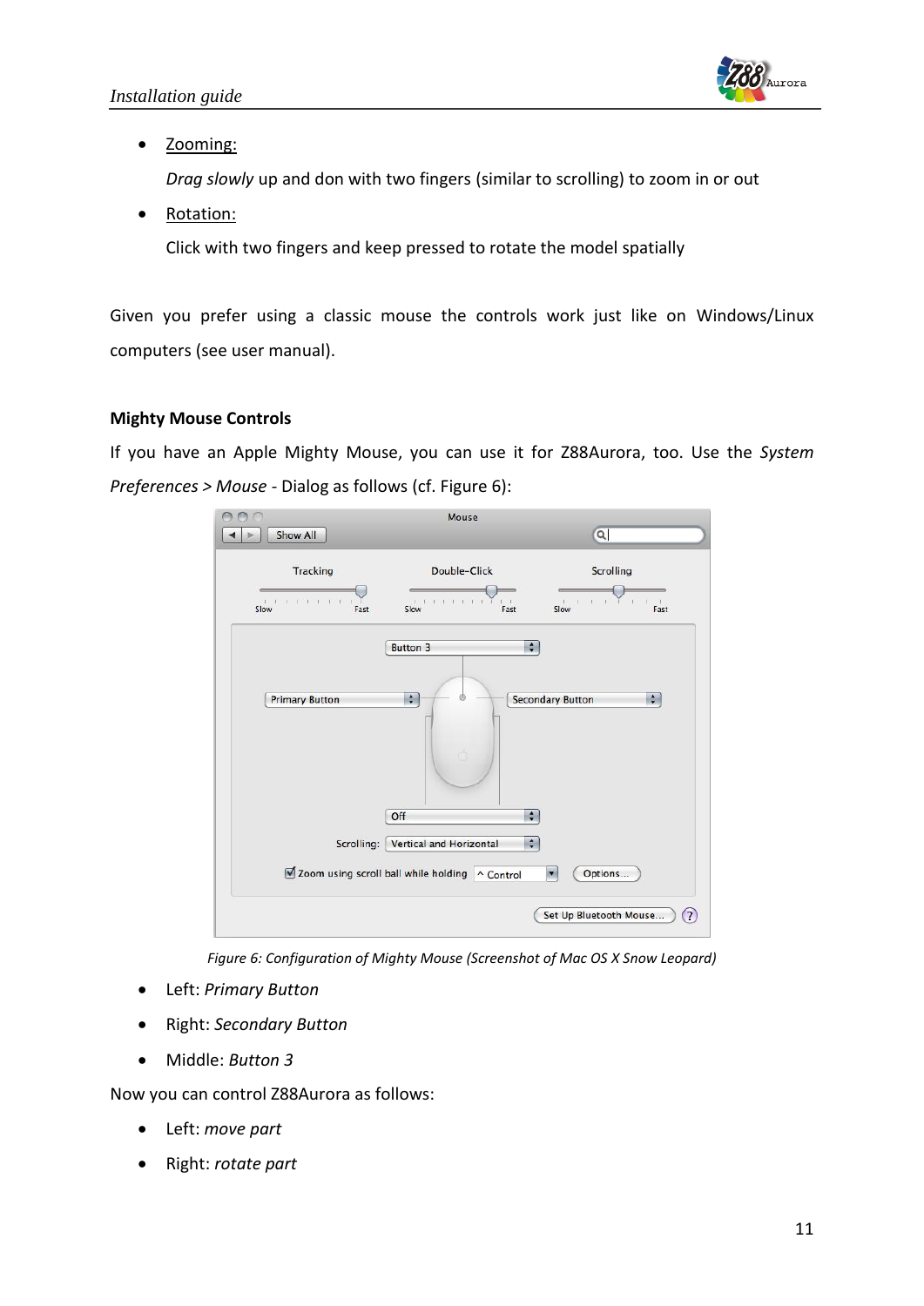- Zooming:

  *Drag slowly* up and don with two fingers (similar to scrolling) to zoom in or out

- Rotation:

  Click with two fingers and keep pressed to rotate the model spatially

Given you prefer using a classic mouse the controls work just like on Windows/Linux computers (see user manual).

**Mighty Mouse Controls**

If you have an Apple Mighty Mouse, you can use it for Z88Aurora, too. Use the *System Preferences > Mouse* - Dialog as follows (cf. Figure 6):

*Figure 6: Configuration of Mighty Mouse (Screenshot of Mac OS X Snow Leopard)*

- Left: *Primary Button*
- Right: *Secondary Button*
- Middle: *Button 3*

Now you can control Z88Aurora as follows:

- Left: *move part*
- Right: *rotate part*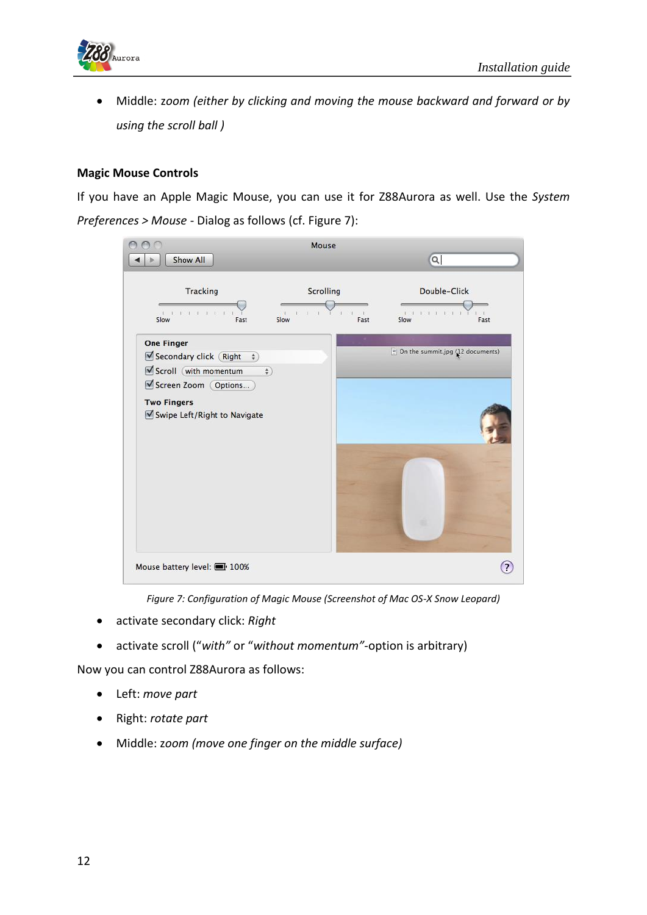- Middle: *zoom (either by clicking and moving the mouse backward and forward or by using the scroll ball )*

**Magic Mouse Controls**

If you have an Apple Magic Mouse, you can use it for Z88Aurora as well. Use the *System Preferences > Mouse* - Dialog as follows (cf. Figure 7):

*Figure 7: Configuration of Magic Mouse (Screenshot of Mac OS-X Snow Leopard)*

- activate secondary click: *Right*
- activate scroll (“*with”* or “*without momentum”*-option is arbitrary)

Now you can control Z88Aurora as follows:

- Left: *move part*
- Right: *rotate part*
- Middle: *zoom (move one finger on the middle surface)*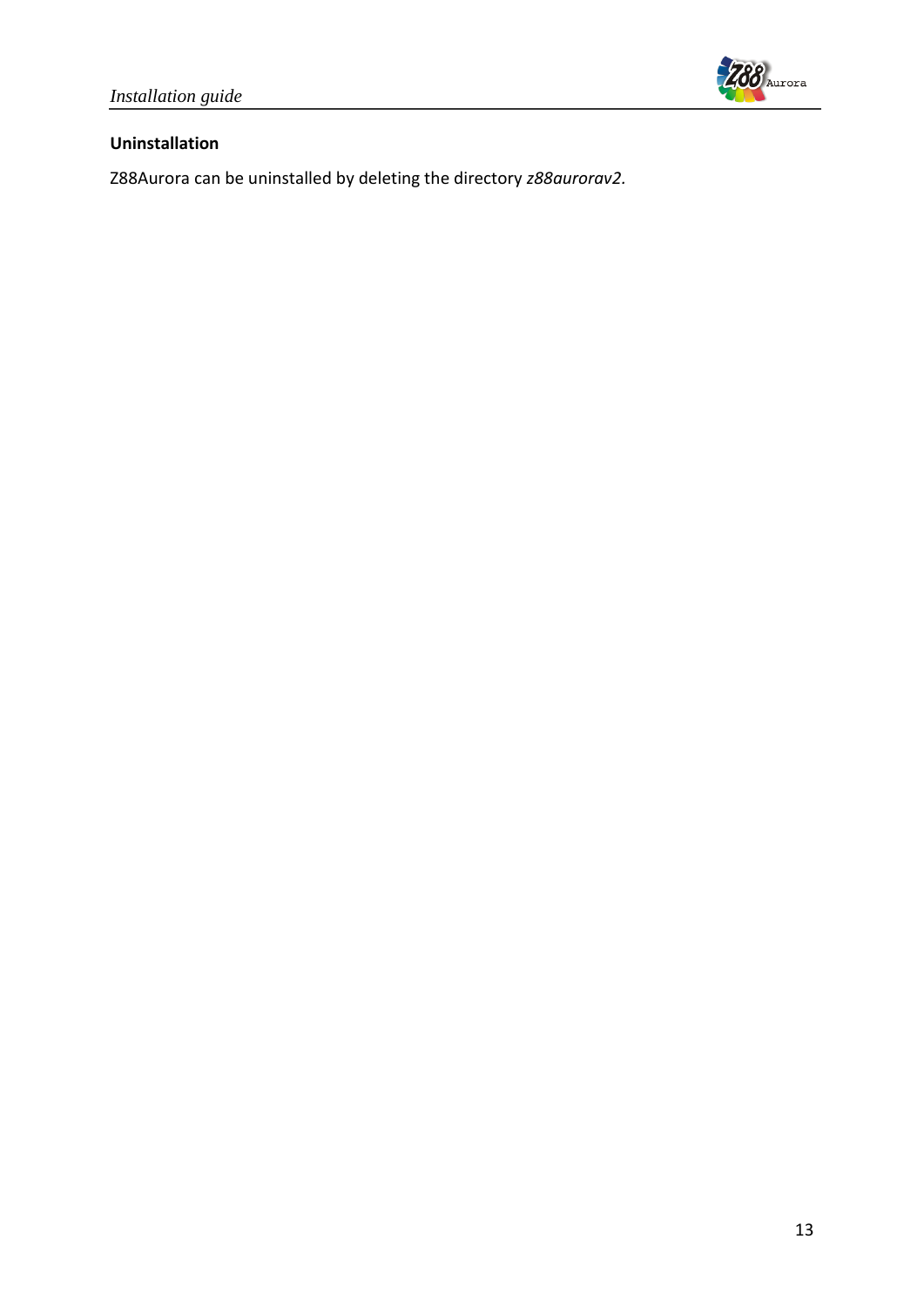### Uninstallation

Z88Aurora can be uninstalled by deleting the directory *z88aurorav2.*